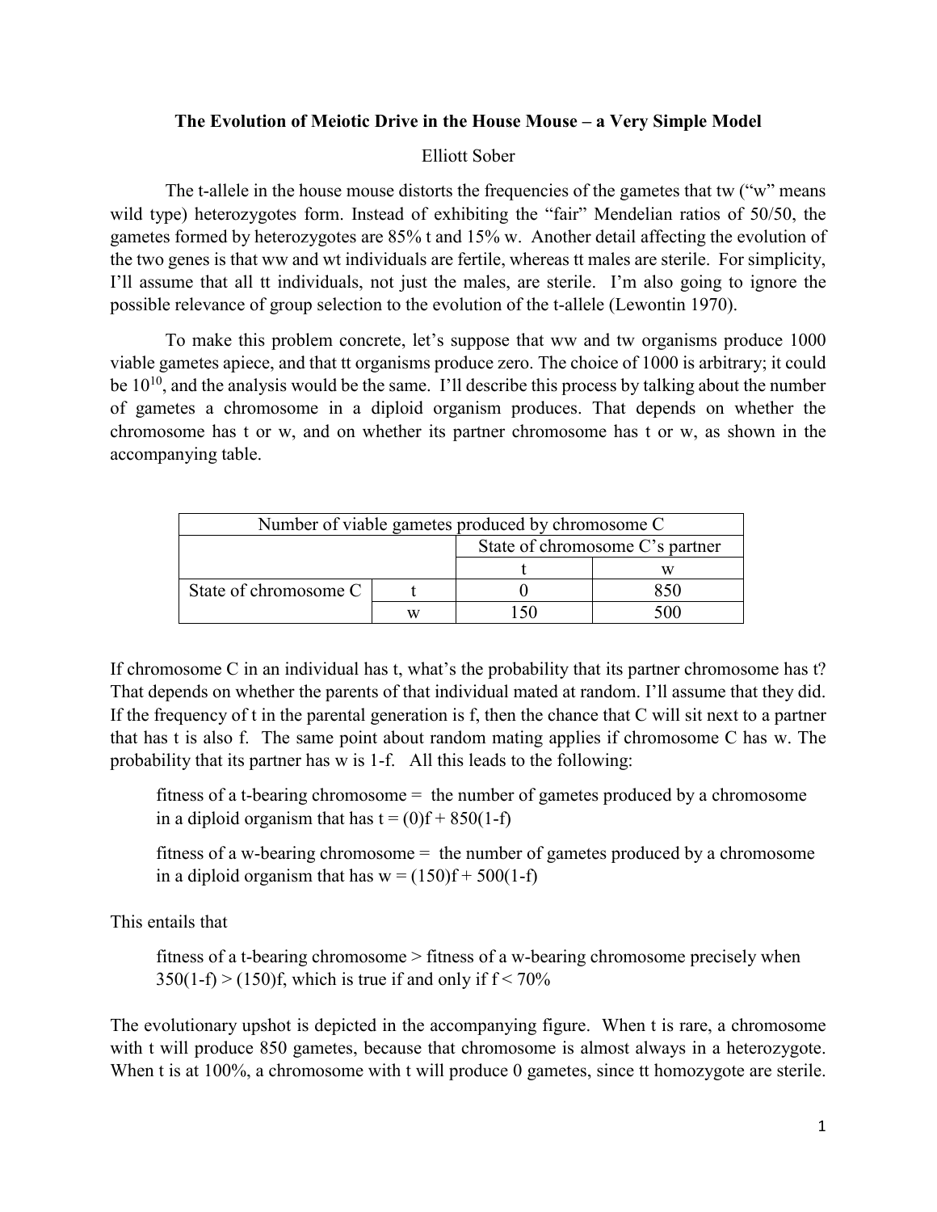# The Evolution of Meiotic Drive in the House Mouse – a Very Simple Model

Elliott Sober

The t-allele in the house mouse distorts the frequencies of the gametes that tw ("w" means wild type) heterozygotes form. Instead of exhibiting the "fair" Mendelian ratios of 50/50, the gametes formed by heterozygotes are 85% t and 15% w. Another detail affecting the evolution of the two genes is that ww and wt individuals are fertile, whereas tt males are sterile. For simplicity, I'll assume that all tt individuals, not just the males, are sterile. I'm also going to ignore the possible relevance of group selection to the evolution of the t-allele (Lewontin 1970).

To make this problem concrete, let's suppose that ww and tw organisms produce 1000 viable gametes apiece, and that tt organisms produce zero. The choice of 1000 is arbitrary; it could be $10^{10}$, and the analysis would be the same. I'll describe this process by talking about the number of gametes a chromosome in a diploid organism produces. That depends on whether the chromosome has t or w, and on whether its partner chromosome has t or w, as shown in the accompanying table.

| Number of viable gametes produced by chromosome C | | | |
|---|---|---|---|
| | | State of chromosome C's partner | |
| | | t | w |
| State of chromosome C | t | 0 | 850 |
| | w | 150 | 500 |

If chromosome C in an individual has t, what's the probability that its partner chromosome has t? That depends on whether the parents of that individual mated at random. I'll assume that they did. If the frequency of t in the parental generation is f, then the chance that C will sit next to a partner that has t is also f. The same point about random mating applies if chromosome C has w. The probability that its partner has w is 1-f. All this leads to the following:

> fitness of a t-bearing chromosome = the number of gametes produced by a chromosome in a diploid organism that has t = $(0)f + 850(1-f)$
>
> fitness of a w-bearing chromosome = the number of gametes produced by a chromosome in a diploid organism that has w = $(150)f + 500(1-f)$

This entails that

> fitness of a t-bearing chromosome > fitness of a w-bearing chromosome precisely when $350(1-f) > (150)f$, which is true if and only if $f < 70\%$

The evolutionary upshot is depicted in the accompanying figure. When t is rare, a chromosome with t will produce 850 gametes, because that chromosome is almost always in a heterozygote. When t is at 100%, a chromosome with t will produce 0 gametes, since tt homozygote are sterile.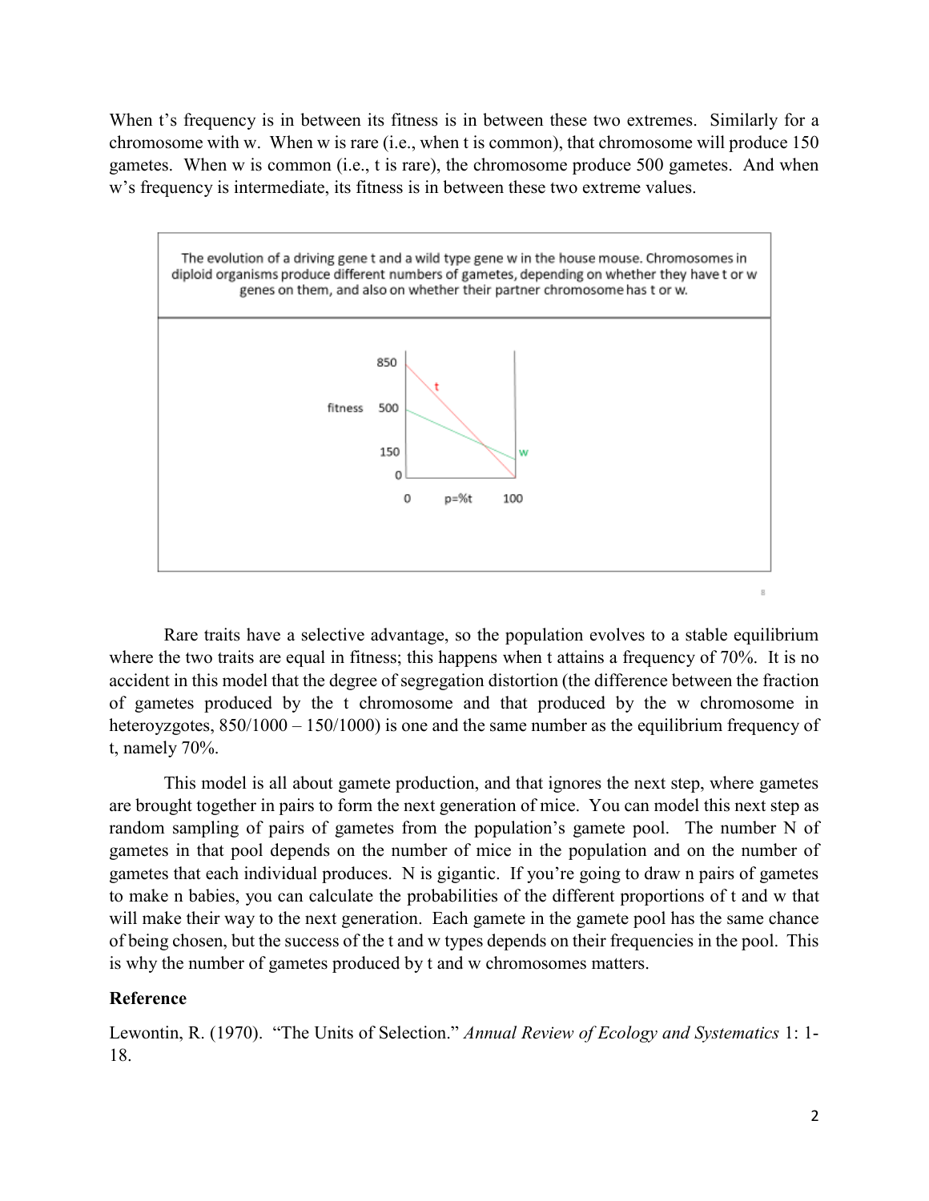When t's frequency is in between its fitness is in between these two extremes. Similarly for a chromosome with w. When w is rare (i.e., when t is common), that chromosome will produce 150 gametes. When w is common (i.e., t is rare), the chromosome produce 500 gametes. And when w's frequency is intermediate, its fitness is in between these two extreme values.

The evolution of a driving gene t and a wild type gene w in the house mouse. Chromosomes in diploid organisms produce different numbers of gametes, depending on whether they have t or w genes on them, and also on whether their partner chromosome has t or w.

850

t

fitness 500

150

w

0

0 p=%t 100

Rare traits have a selective advantage, so the population evolves to a stable equilibrium where the two traits are equal in fitness; this happens when t attains a frequency of 70%. It is no accident in this model that the degree of segregation distortion (the difference between the fraction of gametes produced by the t chromosome and that produced by the w chromosome in heteroyzgotes, 850/1000 – 150/1000) is one and the same number as the equilibrium frequency of t, namely 70%.

This model is all about gamete production, and that ignores the next step, where gametes are brought together in pairs to form the next generation of mice. You can model this next step as random sampling of pairs of gametes from the population's gamete pool. The number N of gametes in that pool depends on the number of mice in the population and on the number of gametes that each individual produces. N is gigantic. If you're going to draw n pairs of gametes to make n babies, you can calculate the probabilities of the different proportions of t and w that will make their way to the next generation. Each gamete in the gamete pool has the same chance of being chosen, but the success of the t and w types depends on their frequencies in the pool. This is why the number of gametes produced by t and w chromosomes matters.

**Reference**

Lewontin, R. (1970). "The Units of Selection." *Annual Review of Ecology and Systematics* 1: 1-18.